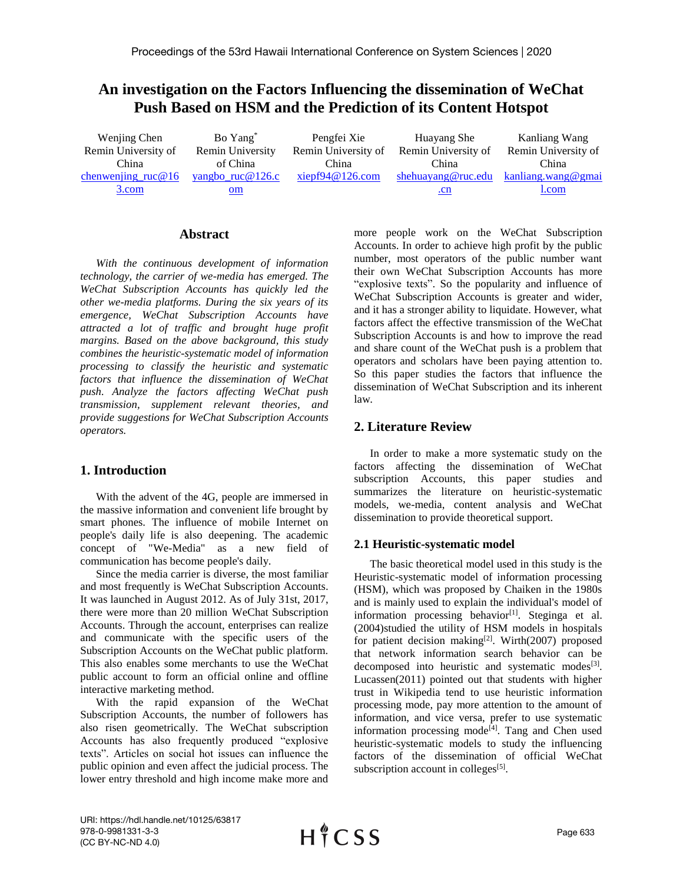# An investigation on the Factors Influencing the dissemination of WeChat Push Based on HSM and the Prediction of its Content Hotspot

Wenjing Chen, Remin University of China, chenwenjing_ruc@163.com

Bo Yang*, Remin University of China, yangbo_ruc@126.com

Pengfei Xie, Remin University of China, xiepf94@126.com

Huayang She, Remin University of China, shehuayang@ruc.edu.cn

Kanliang Wang, Remin University of China, kanliang.wang@gmail.com

## Abstract

*With the continuous development of information technology, the carrier of we-media has emerged. The WeChat Subscription Accounts has quickly led the other we-media platforms. During the six years of its emergence, WeChat Subscription Accounts have attracted a lot of traffic and brought huge profit margins. Based on the above background, this study combines the heuristic-systematic model of information processing to classify the heuristic and systematic factors that influence the dissemination of WeChat push. Analyze the factors affecting WeChat push transmission, supplement relevant theories, and provide suggestions for WeChat Subscription Accounts operators.*

## 1. Introduction

With the advent of the 4G, people are immersed in the massive information and convenient life brought by smart phones. The influence of mobile Internet on people's daily life is also deepening. The academic concept of "We-Media" as a new field of communication has become people's daily.

Since the media carrier is diverse, the most familiar and most frequently is WeChat Subscription Accounts. It was launched in August 2012. As of July 31st, 2017, there were more than 20 million WeChat Subscription Accounts. Through the account, enterprises can realize and communicate with the specific users of the Subscription Accounts on the WeChat public platform. This also enables some merchants to use the WeChat public account to form an official online and offline interactive marketing method.

With the rapid expansion of the WeChat Subscription Accounts, the number of followers has also risen geometrically. The WeChat subscription Accounts has also frequently produced "explosive texts". Articles on social hot issues can influence the public opinion and even affect the judicial process. The lower entry threshold and high income make more and more people work on the WeChat Subscription Accounts. In order to achieve high profit by the public number, most operators of the public number want their own WeChat Subscription Accounts has more "explosive texts". So the popularity and influence of WeChat Subscription Accounts is greater and wider, and it has a stronger ability to liquidate. However, what factors affect the effective transmission of the WeChat Subscription Accounts is and how to improve the read and share count of the WeChat push is a problem that operators and scholars have been paying attention to. So this paper studies the factors that influence the dissemination of WeChat Subscription and its inherent law.

## 2. Literature Review

In order to make a more systematic study on the factors affecting the dissemination of WeChat subscription Accounts, this paper studies and summarizes the literature on heuristic-systematic models, we-media, content analysis and WeChat dissemination to provide theoretical support.

### 2.1 Heuristic-systematic model

The basic theoretical model used in this study is the Heuristic-systematic model of information processing (HSM), which was proposed by Chaiken in the 1980s and is mainly used to explain the individual's model of information processing behavior[1]. Steginga et al. (2004)studied the utility of HSM models in hospitals for patient decision making[2]. Wirth(2007) proposed that network information search behavior can be decomposed into heuristic and systematic modes[3]. Lucassen(2011) pointed out that students with higher trust in Wikipedia tend to use heuristic information processing mode, pay more attention to the amount of information, and vice versa, prefer to use systematic information processing mode[4]. Tang and Chen used heuristic-systematic models to study the influencing factors of the dissemination of official WeChat subscription account in colleges[5].

URI: https://hdl.handle.net/10125/63817
978-0-9981331-3-3
(CC BY-NC-ND 4.0)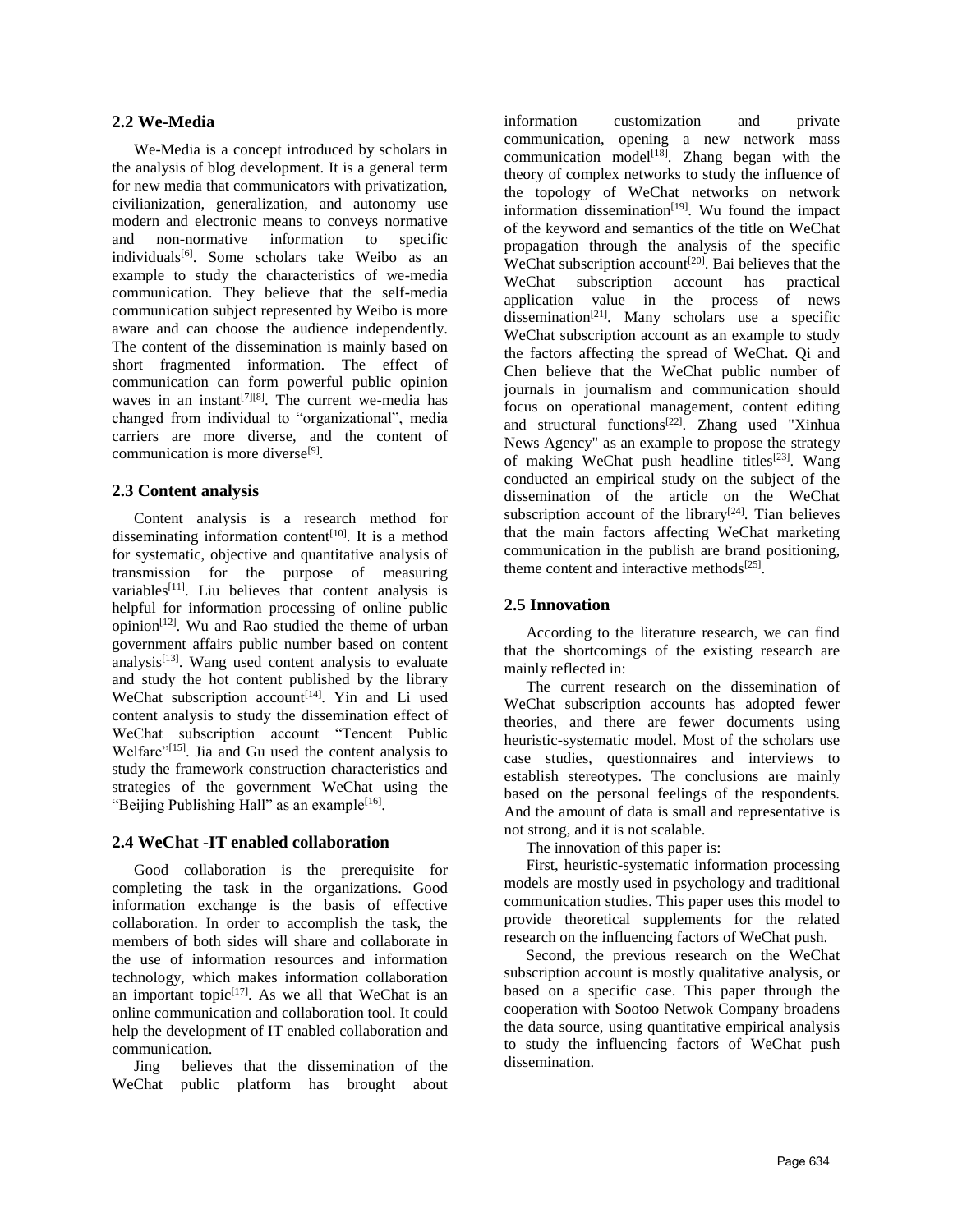## 2.2 We-Media

We-Media is a concept introduced by scholars in the analysis of blog development. It is a general term for new media that communicators with privatization, civilianization, generalization, and autonomy use modern and electronic means to conveys normative and non-normative information to specific individuals[6]. Some scholars take Weibo as an example to study the characteristics of we-media communication. They believe that the self-media communication subject represented by Weibo is more aware and can choose the audience independently. The content of the dissemination is mainly based on short fragmented information. The effect of communication can form powerful public opinion waves in an instant[7][8]. The current we-media has changed from individual to "organizational", media carriers are more diverse, and the content of communication is more diverse[9].

## 2.3 Content analysis

Content analysis is a research method for disseminating information content[10]. It is a method for systematic, objective and quantitative analysis of transmission for the purpose of measuring variables[11]. Liu believes that content analysis is helpful for information processing of online public opinion[12]. Wu and Rao studied the theme of urban government affairs public number based on content analysis[13]. Wang used content analysis to evaluate and study the hot content published by the library WeChat subscription account[14]. Yin and Li used content analysis to study the dissemination effect of WeChat subscription account "Tencent Public Welfare"[15]. Jia and Gu used the content analysis to study the framework construction characteristics and strategies of the government WeChat using the "Beijing Publishing Hall" as an example[16].

## 2.4 WeChat -IT enabled collaboration

Good collaboration is the prerequisite for completing the task in the organizations. Good information exchange is the basis of effective collaboration. In order to accomplish the task, the members of both sides will share and collaborate in the use of information resources and information technology, which makes information collaboration an important topic[17]. As we all that WeChat is an online communication and collaboration tool. It could help the development of IT enabled collaboration and communication.

Jing believes that the dissemination of the WeChat public platform has brought about information customization and private communication, opening a new network mass communication model[18]. Zhang began with the theory of complex networks to study the influence of the topology of WeChat networks on network information dissemination[19]. Wu found the impact of the keyword and semantics of the title on WeChat propagation through the analysis of the specific WeChat subscription account[20]. Bai believes that the WeChat subscription account has practical application value in the process of news dissemination[21]. Many scholars use a specific WeChat subscription account as an example to study the factors affecting the spread of WeChat. Qi and Chen believe that the WeChat public number of journals in journalism and communication should focus on operational management, content editing and structural functions[22]. Zhang used "Xinhua News Agency" as an example to propose the strategy of making WeChat push headline titles[23]. Wang conducted an empirical study on the subject of the dissemination of the article on the WeChat subscription account of the library[24]. Tian believes that the main factors affecting WeChat marketing communication in the publish are brand positioning, theme content and interactive methods[25].

## 2.5 Innovation

According to the literature research, we can find that the shortcomings of the existing research are mainly reflected in:

The current research on the dissemination of WeChat subscription accounts has adopted fewer theories, and there are fewer documents using heuristic-systematic model. Most of the scholars use case studies, questionnaires and interviews to establish stereotypes. The conclusions are mainly based on the personal feelings of the respondents. And the amount of data is small and representative is not strong, and it is not scalable.

The innovation of this paper is:

First, heuristic-systematic information processing models are mostly used in psychology and traditional communication studies. This paper uses this model to provide theoretical supplements for the related research on the influencing factors of WeChat push.

Second, the previous research on the WeChat subscription account is mostly qualitative analysis, or based on a specific case. This paper through the cooperation with Sootoo Netwok Company broadens the data source, using quantitative empirical analysis to study the influencing factors of WeChat push dissemination.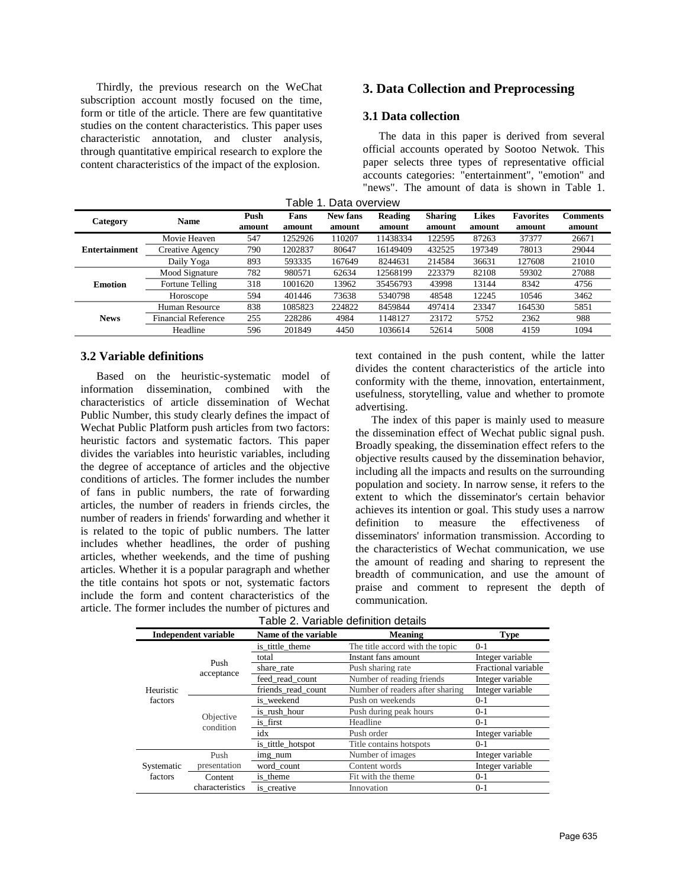Thirdly, the previous research on the WeChat subscription account mostly focused on the time, form or title of the article. There are few quantitative studies on the content characteristics. This paper uses characteristic annotation, and cluster analysis, through quantitative empirical research to explore the content characteristics of the impact of the explosion.

## 3. Data Collection and Preprocessing

### 3.1 Data collection

The data in this paper is derived from several official accounts operated by Sootoo Netwok. This paper selects three types of representative official accounts categories: "entertainment", "emotion" and "news". The amount of data is shown in Table 1.

Table 1. Data overview

| Category | Name | Push amount | Fans amount | New fans amount | Reading amount | Sharing amount | Likes amount | Favorites amount | Comments amount |
|---|---|---|---|---|---|---|---|---|---|
| Entertainment | Movie Heaven | 547 | 1252926 | 110207 | 11438334 | 122595 | 87263 | 37377 | 26671 |
| | Creative Agency | 790 | 1202837 | 80647 | 16149409 | 432525 | 197349 | 78013 | 29044 |
| | Daily Yoga | 893 | 593335 | 167649 | 8244631 | 214584 | 36631 | 127608 | 21010 |
| Emotion | Mood Signature | 782 | 980571 | 62634 | 12568199 | 223379 | 82108 | 59302 | 27088 |
| | Fortune Telling | 318 | 1001620 | 13962 | 35456793 | 43998 | 13144 | 8342 | 4756 |
| | Horoscope | 594 | 401446 | 73638 | 5340798 | 48548 | 12245 | 10546 | 3462 |
| News | Human Resource | 838 | 1085823 | 224822 | 8459844 | 497414 | 23347 | 164530 | 5851 |
| | Financial Reference | 255 | 228286 | 4984 | 1148127 | 23172 | 5752 | 2362 | 988 |
| | Headline | 596 | 201849 | 4450 | 1036614 | 52614 | 5008 | 4159 | 1094 |

### 3.2 Variable definitions

Based on the heuristic-systematic model of information dissemination, combined with the characteristics of article dissemination of Wechat Public Number, this study clearly defines the impact of Wechat Public Platform push articles from two factors: heuristic factors and systematic factors. This paper divides the variables into heuristic variables, including the degree of acceptance of articles and the objective conditions of articles. The former includes the number of fans in public numbers, the rate of forwarding articles, the number of readers in friends circles, the number of readers in friends' forwarding and whether it is related to the topic of public numbers. The latter includes whether headlines, the order of pushing articles, whether weekends, and the time of pushing articles. Whether it is a popular paragraph and whether the title contains hot spots or not, systematic factors include the form and content characteristics of the article. The former includes the number of pictures and text contained in the push content, while the latter divides the content characteristics of the article into conformity with the theme, innovation, entertainment, usefulness, storytelling, value and whether to promote advertising.

The index of this paper is mainly used to measure the dissemination effect of Wechat public signal push. Broadly speaking, the dissemination effect refers to the objective results caused by the dissemination behavior, including all the impacts and results on the surrounding population and society. In narrow sense, it refers to the extent to which the disseminator's certain behavior achieves its intention or goal. This study uses a narrow definition to measure the effectiveness of disseminators' information transmission. According to the characteristics of Wechat communication, we use the amount of reading and sharing to represent the breadth of communication, and use the amount of praise and comment to represent the depth of communication.

Table 2. Variable definition details

| Independent variable | | Name of the variable | Meaning | Type |
|---|---|---|---|---|
| Heuristic factors | Push acceptance | is_tittle_theme | The title accord with the topic | 0-1 |
| | | total | Instant fans amount | Integer variable |
| | | share_rate | Push sharing rate | Fractional variable |
| | | feed_read_count | Number of reading friends | Integer variable |
| | | friends_read_count | Number of readers after sharing | Integer variable |
| | Objective condition | is_weekend | Push on weekends | 0-1 |
| | | is_rush_hour | Push during peak hours | 0-1 |
| | | is_first | Headline | 0-1 |
| | | idx | Push order | Integer variable |
| | | is_tittle_hotspot | Title contains hotspots | 0-1 |
| Systematic factors | Push presentation | img_num | Number of images | Integer variable |
| | | word_count | Content words | Integer variable |
| | Content characteristics | is_theme | Fit with the theme | 0-1 |
| | | is_creative | Innovation | 0-1 |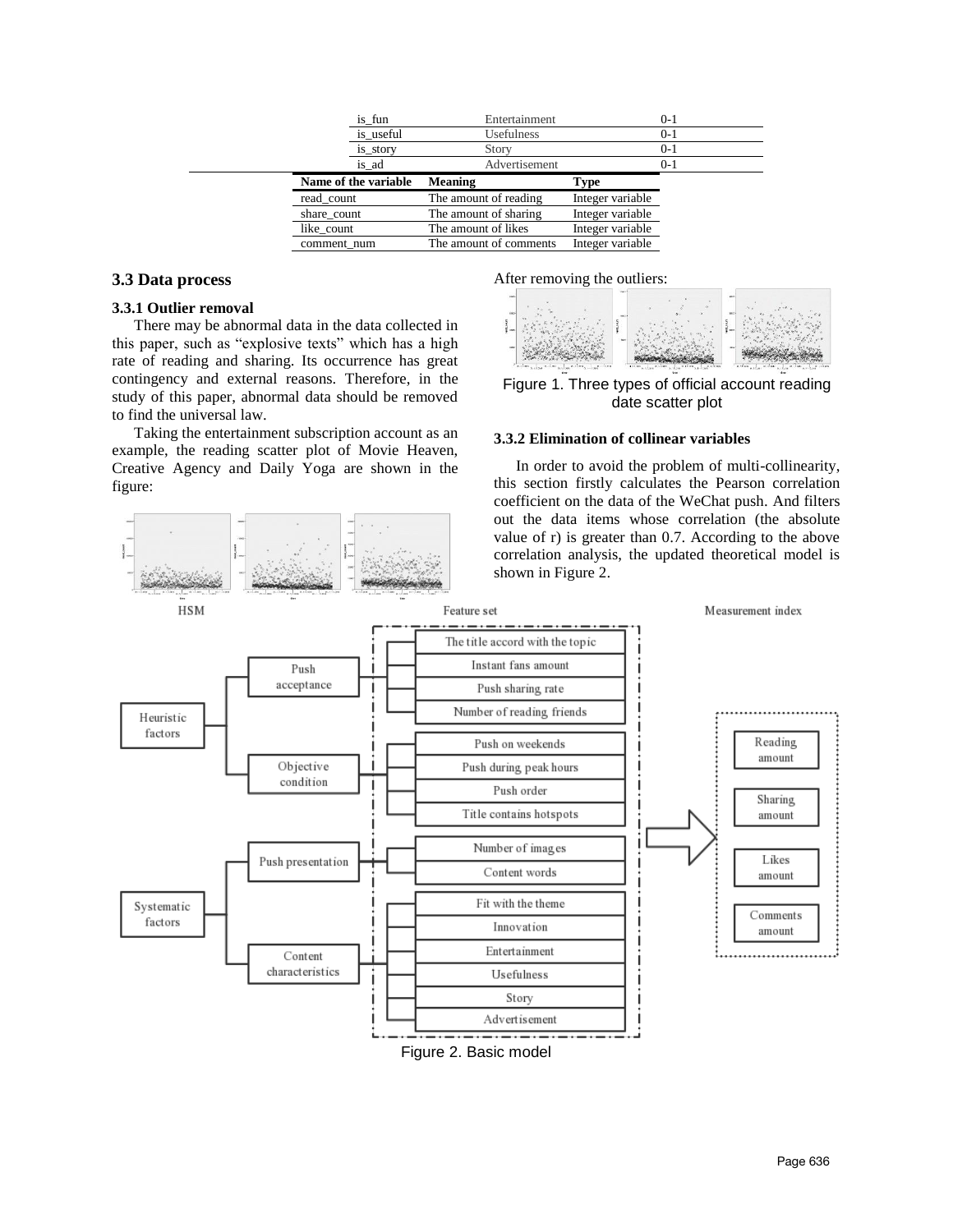| is_fun | Entertainment | 0-1 |
|---|---|---|
| is_useful | Usefulness | 0-1 |
| is_story | Story | 0-1 |
| is_ad | Advertisement | 0-1 |

| Name of the variable | Meaning | Type |
|---|---|---|
| read_count | The amount of reading | Integer variable |
| share_count | The amount of sharing | Integer variable |
| like_count | The amount of likes | Integer variable |
| comment_num | The amount of comments | Integer variable |

### 3.3 Data process

#### 3.3.1 Outlier removal

There may be abnormal data in the data collected in this paper, such as "explosive texts" which has a high rate of reading and sharing. Its occurrence has great contingency and external reasons. Therefore, in the study of this paper, abnormal data should be removed to find the universal law.

Taking the entertainment subscription account as an example, the reading scatter plot of Movie Heaven, Creative Agency and Daily Yoga are shown in the figure:

After removing the outliers:

Figure 1. Three types of official account reading date scatter plot

#### 3.3.2 Elimination of collinear variables

In order to avoid the problem of multi-collinearity, this section firstly calculates the Pearson correlation coefficient on the data of the WeChat push. And filters out the data items whose correlation (the absolute value of r) is greater than 0.7. According to the above correlation analysis, the updated theoretical model is shown in Figure 2.

Figure 2. Basic model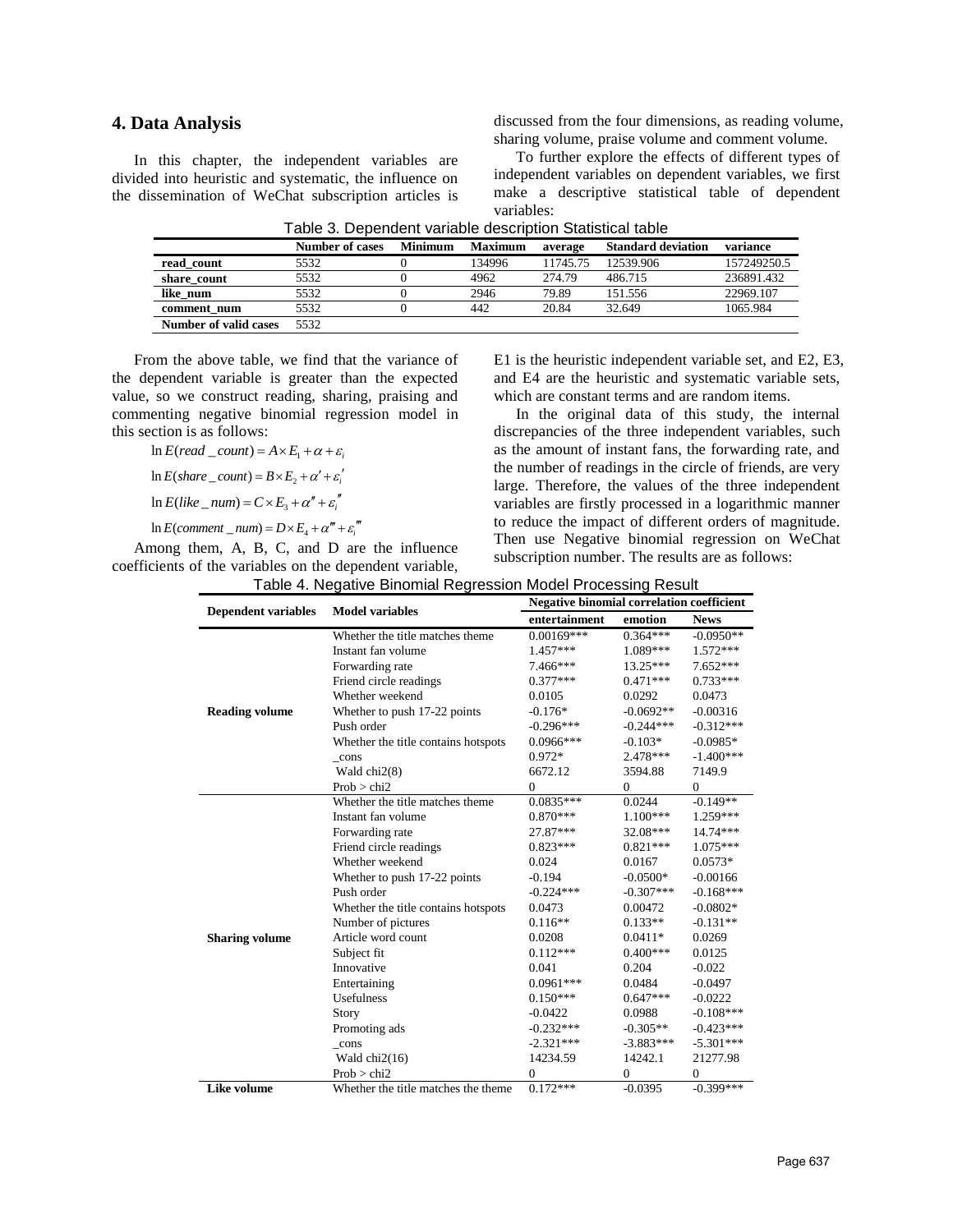## 4. Data Analysis

In this chapter, the independent variables are divided into heuristic and systematic, the influence on the dissemination of WeChat subscription articles is discussed from the four dimensions, as reading volume, sharing volume, praise volume and comment volume.

To further explore the effects of different types of independent variables on dependent variables, we first make a descriptive statistical table of dependent variables:

Table 3. Dependent variable description Statistical table

| | Number of cases | Minimum | Maximum | average | Standard deviation | variance |
|---|---|---|---|---|---|---|
| **read_count** | 5532 | 0 | 134996 | 11745.75 | 12539.906 | 157249250.5 |
| **share_count** | 5532 | 0 | 4962 | 274.79 | 486.715 | 236891.432 |
| **like_num** | 5532 | 0 | 2946 | 79.89 | 151.556 | 22969.107 |
| **comment_num** | 5532 | 0 | 442 | 20.84 | 32.649 | 1065.984 |
| **Number of valid cases** | 5532 | | | | | |

From the above table, we find that the variance of the dependent variable is greater than the expected value, so we construct reading, sharing, praising and commenting negative binomial regression model in this section is as follows:

$$\ln E(read\_count) = A \times E_1 + \alpha + \varepsilon_i$$

$$\ln E(share\_count) = B \times E_2 + \alpha' + \varepsilon_i'$$

$$\ln E(like\_num) = C \times E_3 + \alpha'' + \varepsilon_i''$$

$$\ln E(comment\_num) = D \times E_4 + \alpha''' + \varepsilon_i'''$$

Among them, A, B, C, and D are the influence coefficients of the variables on the dependent variable, E1 is the heuristic independent variable set, and E2, E3, and E4 are the heuristic and systematic variable sets, which are constant terms and are random items.

In the original data of this study, the internal discrepancies of the three independent variables, such as the amount of instant fans, the forwarding rate, and the number of readings in the circle of friends, are very large. Therefore, the values of the three independent variables are firstly processed in a logarithmic manner to reduce the impact of different orders of magnitude. Then use Negative binomial regression on WeChat subscription number. The results are as follows:

Table 4. Negative Binomial Regression Model Processing Result

| Dependent variables | Model variables | Negative binomial correlation coefficient | | |
|---|---|---|---|---|
| | | entertainment | emotion | News |
| **Reading volume** | Whether the title matches theme | 0.00169*** | 0.364*** | -0.0950** |
| | Instant fan volume | 1.457*** | 1.089*** | 1.572*** |
| | Forwarding rate | 7.466*** | 13.25*** | 7.652*** |
| | Friend circle readings | 0.377*** | 0.471*** | 0.733*** |
| | Whether weekend | 0.0105 | 0.0292 | 0.0473 |
| | Whether to push 17-22 points | -0.176* | -0.0692** | -0.00316 |
| | Push order | -0.296*** | -0.244*** | -0.312*** |
| | Whether the title contains hotspots | 0.0966*** | -0.103* | -0.0985* |
| | _cons | 0.972* | 2.478*** | -1.400*** |
| | Wald chi2(8) | 6672.12 | 3594.88 | 7149.9 |
| | Prob > chi2 | 0 | 0 | 0 |
| **Sharing volume** | Whether the title matches theme | 0.0835*** | 0.0244 | -0.149** |
| | Instant fan volume | 0.870*** | 1.100*** | 1.259*** |
| | Forwarding rate | 27.87*** | 32.08*** | 14.74*** |
| | Friend circle readings | 0.823*** | 0.821*** | 1.075*** |
| | Whether weekend | 0.024 | 0.0167 | 0.0573* |
| | Whether to push 17-22 points | -0.194 | -0.0500* | -0.00166 |
| | Push order | -0.224*** | -0.307*** | -0.168*** |
| | Whether the title contains hotspots | 0.0473 | 0.00472 | -0.0802* |
| | Number of pictures | 0.116** | 0.133** | -0.131** |
| | Article word count | 0.0208 | 0.0411* | 0.0269 |
| | Subject fit | 0.112*** | 0.400*** | 0.0125 |
| | Innovative | 0.041 | 0.204 | -0.022 |
| | Entertaining | 0.0961*** | 0.0484 | -0.0497 |
| | Usefulness | 0.150*** | 0.647*** | -0.0222 |
| | Story | -0.0422 | 0.0988 | -0.108*** |
| | Promoting ads | -0.232*** | -0.305** | -0.423*** |
| | _cons | -2.321*** | -3.883*** | -5.301*** |
| | Wald chi2(16) | 14234.59 | 14242.1 | 21277.98 |
| | Prob > chi2 | 0 | 0 | 0 |
| **Like volume** | Whether the title matches the theme | 0.172*** | -0.0395 | -0.399*** |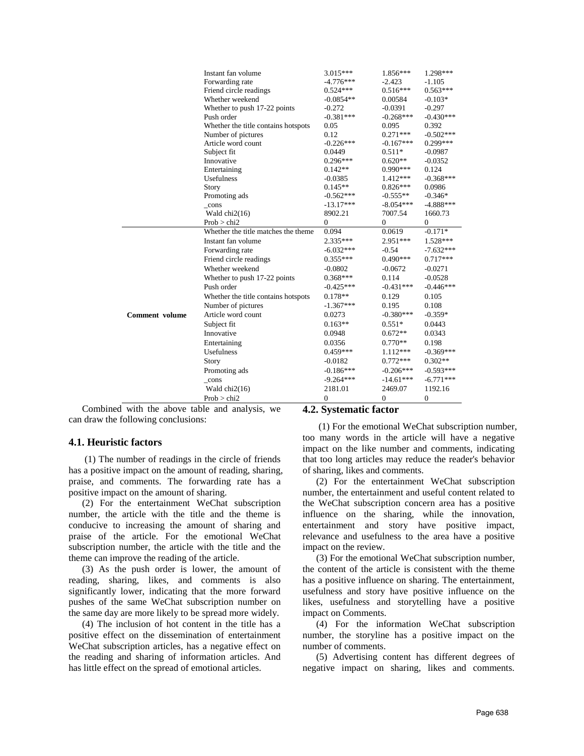| | | | | |
|---|---|---|---|---|
| | Instant fan volume | 3.015*** | 1.856*** | 1.298*** |
| | Forwarding rate | -4.776*** | -2.423 | -1.105 |
| | Friend circle readings | 0.524*** | 0.516*** | 0.563*** |
| | Whether weekend | -0.0854** | 0.00584 | -0.103* |
| | Whether to push 17-22 points | -0.272 | -0.0391 | -0.297 |
| | Push order | -0.381*** | -0.268*** | -0.430*** |
| | Whether the title contains hotspots | 0.05 | 0.095 | 0.392 |
| | Number of pictures | 0.12 | 0.271*** | -0.502*** |
| | Article word count | -0.226*** | -0.167*** | 0.299*** |
| | Subject fit | 0.0449 | 0.511* | -0.0987 |
| | Innovative | 0.296*** | 0.620** | -0.0352 |
| | Entertaining | 0.142** | 0.990*** | 0.124 |
| | Usefulness | -0.0385 | 1.412*** | -0.368*** |
| | Story | 0.145** | 0.826*** | 0.0986 |
| | Promoting ads | -0.562*** | -0.555** | -0.346* |
| | _cons | -13.17*** | -8.054*** | -4.888*** |
| | Wald chi2(16) | 8902.21 | 7007.54 | 1660.73 |
| | Prob > chi2 | 0 | 0 | 0 |
| **Comment volume** | Whether the title matches the theme | 0.094 | 0.0619 | -0.171* |
| | Instant fan volume | 2.335*** | 2.951*** | 1.528*** |
| | Forwarding rate | -6.032*** | -0.54 | -7.632*** |
| | Friend circle readings | 0.355*** | 0.490*** | 0.717*** |
| | Whether weekend | -0.0802 | -0.0672 | -0.0271 |
| | Whether to push 17-22 points | 0.368*** | 0.114 | -0.0528 |
| | Push order | -0.425*** | -0.431*** | -0.446*** |
| | Whether the title contains hotspots | 0.178** | 0.129 | 0.105 |
| | Number of pictures | -1.367*** | 0.195 | 0.108 |
| | Article word count | 0.0273 | -0.380*** | -0.359* |
| | Subject fit | 0.163** | 0.551* | 0.0443 |
| | Innovative | 0.0948 | 0.672** | 0.0343 |
| | Entertaining | 0.0356 | 0.770** | 0.198 |
| | Usefulness | 0.459*** | 1.112*** | -0.369*** |
| | Story | -0.0182 | 0.772*** | 0.302** |
| | Promoting ads | -0.186*** | -0.206*** | -0.593*** |
| | _cons | -9.264*** | -14.61*** | -6.771*** |
| | Wald chi2(16) | 2181.01 | 2469.07 | 1192.16 |
| | Prob > chi2 | 0 | 0 | 0 |

Combined with the above table and analysis, we can draw the following conclusions:

### 4.1. Heuristic factors

(1) The number of readings in the circle of friends has a positive impact on the amount of reading, sharing, praise, and comments. The forwarding rate has a positive impact on the amount of sharing.

(2) For the entertainment WeChat subscription number, the article with the title and the theme is conducive to increasing the amount of sharing and praise of the article. For the emotional WeChat subscription number, the article with the title and the theme can improve the reading of the article.

(3) As the push order is lower, the amount of reading, sharing, likes, and comments is also significantly lower, indicating that the more forward pushes of the same WeChat subscription number on the same day are more likely to be spread more widely.

(4) The inclusion of hot content in the title has a positive effect on the dissemination of entertainment WeChat subscription articles, has a negative effect on the reading and sharing of information articles. And has little effect on the spread of emotional articles.

### 4.2. Systematic factor

(1) For the emotional WeChat subscription number, too many words in the article will have a negative impact on the like number and comments, indicating that too long articles may reduce the reader's behavior of sharing, likes and comments.

(2) For the entertainment WeChat subscription number, the entertainment and useful content related to the WeChat subscription concern area has a positive influence on the sharing, while the innovation, entertainment and story have positive impact, relevance and usefulness to the area have a positive impact on the review.

(3) For the emotional WeChat subscription number, the content of the article is consistent with the theme has a positive influence on sharing. The entertainment, usefulness and story have positive influence on the likes, usefulness and storytelling have a positive impact on Comments.

(4) For the information WeChat subscription number, the storyline has a positive impact on the number of comments.

(5) Advertising content has different degrees of negative impact on sharing, likes and comments.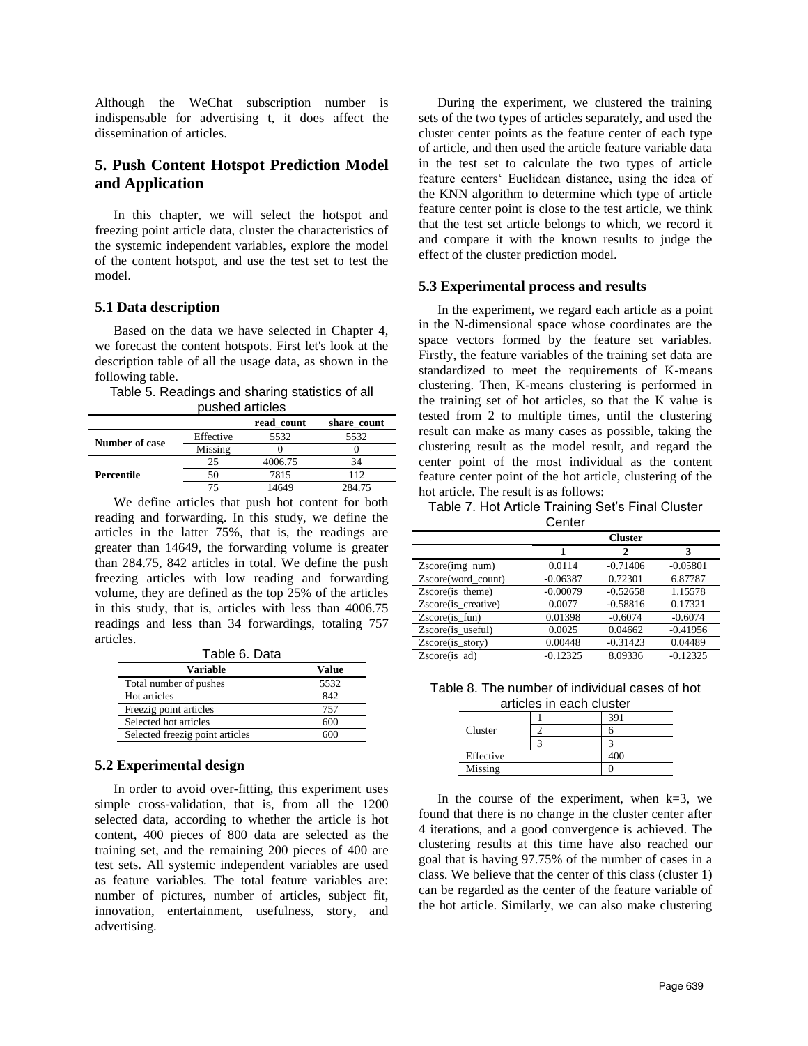Although the WeChat subscription number is indispensable for advertising t, it does affect the dissemination of articles.

## 5. Push Content Hotspot Prediction Model and Application

In this chapter, we will select the hotspot and freezing point article data, cluster the characteristics of the systemic independent variables, explore the model of the content hotspot, and use the test set to test the model.

### 5.1 Data description

Based on the data we have selected in Chapter 4, we forecast the content hotspots. First let's look at the description table of all the usage data, as shown in the following table.

Table 5. Readings and sharing statistics of all pushed articles

| | | read_count | share_count |
|---|---|---|---|
| Number of case | Effective | 5532 | 5532 |
| | Missing | 0 | 0 |
| Percentile | 25 | 4006.75 | 34 |
| | 50 | 7815 | 112 |
| | 75 | 14649 | 284.75 |

We define articles that push hot content for both reading and forwarding. In this study, we define the articles in the latter 75%, that is, the readings are greater than 14649, the forwarding volume is greater than 284.75, 842 articles in total. We define the push freezing articles with low reading and forwarding volume, they are defined as the top 25% of the articles in this study, that is, articles with less than 4006.75 readings and less than 34 forwardings, totaling 757 articles.

Table 6. Data

| Variable | Value |
|---|---|
| Total number of pushes | 5532 |
| Hot articles | 842 |
| Freezig point articles | 757 |
| Selected hot articles | 600 |
| Selected freezig point articles | 600 |

### 5.2 Experimental design

In order to avoid over-fitting, this experiment uses simple cross-validation, that is, from all the 1200 selected data, according to whether the article is hot content, 400 pieces of 800 data are selected as the training set, and the remaining 200 pieces of 400 are test sets. All systemic independent variables are used as feature variables. The total feature variables are: number of pictures, number of articles, subject fit, innovation, entertainment, usefulness, story, and advertising.

During the experiment, we clustered the training sets of the two types of articles separately, and used the cluster center points as the feature center of each type of article, and then used the article feature variable data in the test set to calculate the two types of article feature centers' Euclidean distance, using the idea of the KNN algorithm to determine which type of article feature center point is close to the test article, we think that the test set article belongs to which, we record it and compare it with the known results to judge the effect of the cluster prediction model.

### 5.3 Experimental process and results

In the experiment, we regard each article as a point in the N-dimensional space whose coordinates are the space vectors formed by the feature set variables. Firstly, the feature variables of the training set data are standardized to meet the requirements of K-means clustering. Then, K-means clustering is performed in the training set of hot articles, so that the K value is tested from 2 to multiple times, until the clustering result can make as many cases as possible, taking the clustering result as the model result, and regard the center point of the most individual as the content feature center point of the hot article, clustering of the hot article. The result is as follows:

Table 7. Hot Article Training Set's Final Cluster Center

| | Cluster | | |
|---|---|---|---|
| | 1 | 2 | 3 |
| Zscore(img_num) | 0.0114 | -0.71406 | -0.05801 |
| Zscore(word_count) | -0.06387 | 0.72301 | 6.87787 |
| Zscore(is_theme) | -0.00079 | -0.52658 | 1.15578 |
| Zscore(is_creative) | 0.0077 | -0.58816 | 0.17321 |
| Zscore(is_fun) | 0.01398 | -0.6074 | -0.6074 |
| Zscore(is_useful) | 0.0025 | 0.04662 | -0.41956 |
| Zscore(is_story) | 0.00448 | -0.31423 | 0.04489 |
| Zscore(is_ad) | -0.12325 | 8.09336 | -0.12325 |

Table 8. The number of individual cases of hot articles in each cluster

| | | |
|---|---|---|
| Cluster | 1 | 391 |
| | 2 | 6 |
| | 3 | 3 |
| Effective | | 400 |
| Missing | | 0 |

In the course of the experiment, when k=3, we found that there is no change in the cluster center after 4 iterations, and a good convergence is achieved. The clustering results at this time have also reached our goal that is having 97.75% of the number of cases in a class. We believe that the center of this class (cluster 1) can be regarded as the center of the feature variable of the hot article. Similarly, we can also make clustering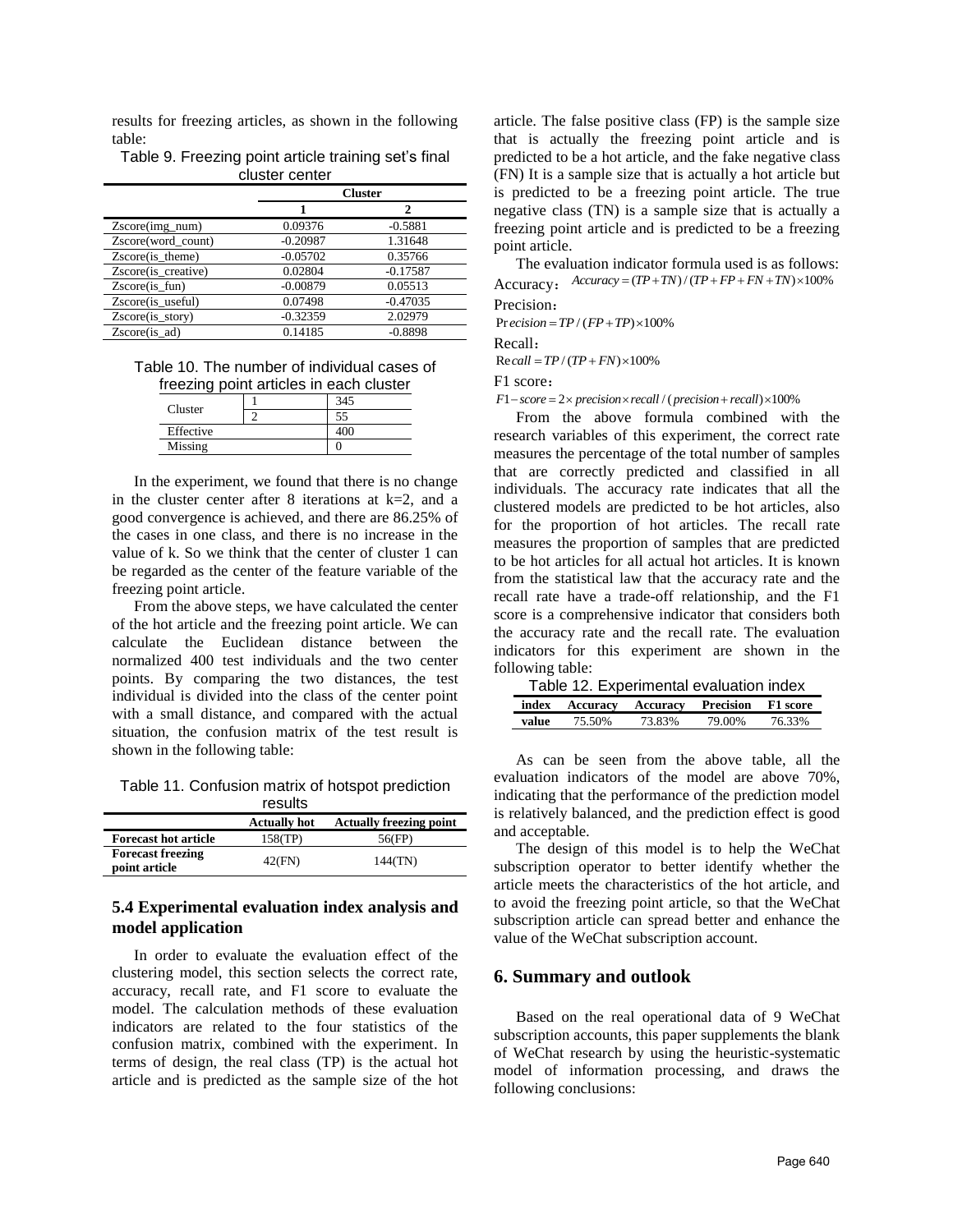results for freezing articles, as shown in the following table:

Table 9. Freezing point article training set's final cluster center

| | Cluster | |
|---|---|---|
| | 1 | 2 |
| Zscore(img_num) | 0.09376 | -0.5881 |
| Zscore(word_count) | -0.20987 | 1.31648 |
| Zscore(is_theme) | -0.05702 | 0.35766 |
| Zscore(is_creative) | 0.02804 | -0.17587 |
| Zscore(is_fun) | -0.00879 | 0.05513 |
| Zscore(is_useful) | 0.07498 | -0.47035 |
| Zscore(is_story) | -0.32359 | 2.02979 |
| Zscore(is_ad) | 0.14185 | -0.8898 |

Table 10. The number of individual cases of freezing point articles in each cluster

| | | |
|---|---|---|
| Cluster | 1 | 345 |
| | 2 | 55 |
| Effective | | 400 |
| Missing | | 0 |

In the experiment, we found that there is no change in the cluster center after 8 iterations at k=2, and a good convergence is achieved, and there are 86.25% of the cases in one class, and there is no increase in the value of k. So we think that the center of cluster 1 can be regarded as the center of the feature variable of the freezing point article.

From the above steps, we have calculated the center of the hot article and the freezing point article. We can calculate the Euclidean distance between the normalized 400 test individuals and the two center points. By comparing the two distances, the test individual is divided into the class of the center point with a small distance, and compared with the actual situation, the confusion matrix of the test result is shown in the following table:

Table 11. Confusion matrix of hotspot prediction results

| | Actually hot | Actually freezing point |
|---|---|---|
| **Forecast hot article** | 158(TP) | 56(FP) |
| **Forecast freezing point article** | 42(FN) | 144(TN) |

## 5.4 Experimental evaluation index analysis and model application

In order to evaluate the evaluation effect of the clustering model, this section selects the correct rate, accuracy, recall rate, and F1 score to evaluate the model. The calculation methods of these evaluation indicators are related to the four statistics of the confusion matrix, combined with the experiment. In terms of design, the real class (TP) is the actual hot article and is predicted as the sample size of the hot article. The false positive class (FP) is the sample size that is actually the freezing point article and is predicted to be a hot article, and the fake negative class (FN) It is a sample size that is actually a hot article but is predicted to be a freezing point article. The true negative class (TN) is a sample size that is actually a freezing point article and is predicted to be a freezing point article.

The evaluation indicator formula used is as follows:

Accuracy： $Accuracy = (TP + TN) / (TP + FP + FN + TN) \times 100\%$

Precision：

$Precision = TP / (FP + TP) \times 100\%$

Recall：

$Recall = TP / (TP + FN) \times 100\%$

F1 score：

$F1-score = 2 \times precision \times recall / (precision + recall) \times 100\%$

From the above formula combined with the research variables of this experiment, the correct rate measures the percentage of the total number of samples that are correctly predicted and classified in all individuals. The accuracy rate indicates that all the clustered models are predicted to be hot articles, also for the proportion of hot articles. The recall rate measures the proportion of samples that are predicted to be hot articles for all actual hot articles. It is known from the statistical law that the accuracy rate and the recall rate have a trade-off relationship, and the F1 score is a comprehensive indicator that considers both the accuracy rate and the recall rate. The evaluation indicators for this experiment are shown in the following table:

Table 12. Experimental evaluation index

| index | Accuracy | Accuracy | Precision | F1 score |
|---|---|---|---|---|
| value | 75.50% | 73.83% | 79.00% | 76.33% |

As can be seen from the above table, all the evaluation indicators of the model are above 70%, indicating that the performance of the prediction model is relatively balanced, and the prediction effect is good and acceptable.

The design of this model is to help the WeChat subscription operator to better identify whether the article meets the characteristics of the hot article, and to avoid the freezing point article, so that the WeChat subscription article can spread better and enhance the value of the WeChat subscription account.

# 6. Summary and outlook

Based on the real operational data of 9 WeChat subscription accounts, this paper supplements the blank of WeChat research by using the heuristic-systematic model of information processing, and draws the following conclusions: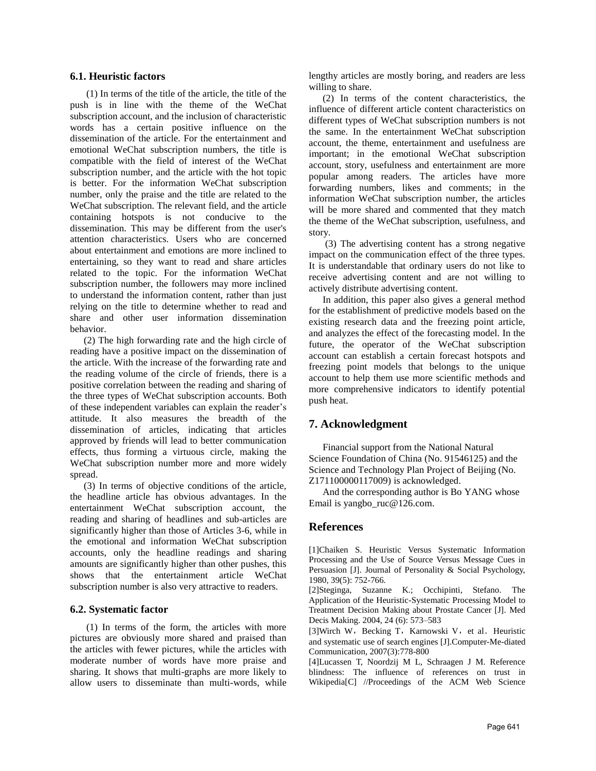### 6.1. Heuristic factors

(1) In terms of the title of the article, the title of the push is in line with the theme of the WeChat subscription account, and the inclusion of characteristic words has a certain positive influence on the dissemination of the article. For the entertainment and emotional WeChat subscription numbers, the title is compatible with the field of interest of the WeChat subscription number, and the article with the hot topic is better. For the information WeChat subscription number, only the praise and the title are related to the WeChat subscription. The relevant field, and the article containing hotspots is not conducive to the dissemination. This may be different from the user's attention characteristics. Users who are concerned about entertainment and emotions are more inclined to entertaining, so they want to read and share articles related to the topic. For the information WeChat subscription number, the followers may more inclined to understand the information content, rather than just relying on the title to determine whether to read and share and other user information dissemination behavior.

(2) The high forwarding rate and the high circle of reading have a positive impact on the dissemination of the article. With the increase of the forwarding rate and the reading volume of the circle of friends, there is a positive correlation between the reading and sharing of the three types of WeChat subscription accounts. Both of these independent variables can explain the reader's attitude. It also measures the breadth of the dissemination of articles, indicating that articles approved by friends will lead to better communication effects, thus forming a virtuous circle, making the WeChat subscription number more and more widely spread.

(3) In terms of objective conditions of the article, the headline article has obvious advantages. In the entertainment WeChat subscription account, the reading and sharing of headlines and sub-articles are significantly higher than those of Articles 3-6, while in the emotional and information WeChat subscription accounts, only the headline readings and sharing amounts are significantly higher than other pushes, this shows that the entertainment article WeChat subscription number is also very attractive to readers.

### 6.2. Systematic factor

(1) In terms of the form, the articles with more pictures are obviously more shared and praised than the articles with fewer pictures, while the articles with moderate number of words have more praise and sharing. It shows that multi-graphs are more likely to allow users to disseminate than multi-words, while lengthy articles are mostly boring, and readers are less willing to share.

(2) In terms of the content characteristics, the influence of different article content characteristics on different types of WeChat subscription numbers is not the same. In the entertainment WeChat subscription account, the theme, entertainment and usefulness are important; in the emotional WeChat subscription account, story, usefulness and entertainment are more popular among readers. The articles have more forwarding numbers, likes and comments; in the information WeChat subscription number, the articles will be more shared and commented that they match the theme of the WeChat subscription, usefulness, and story.

(3) The advertising content has a strong negative impact on the communication effect of the three types. It is understandable that ordinary users do not like to receive advertising content and are not willing to actively distribute advertising content.

In addition, this paper also gives a general method for the establishment of predictive models based on the existing research data and the freezing point article, and analyzes the effect of the forecasting model. In the future, the operator of the WeChat subscription account can establish a certain forecast hotspots and freezing point models that belongs to the unique account to help them use more scientific methods and more comprehensive indicators to identify potential push heat.

## 7. Acknowledgment

Financial support from the National Natural Science Foundation of China (No. 91546125) and the Science and Technology Plan Project of Beijing (No. Z171100000117009) is acknowledged.

And the corresponding author is Bo YANG whose Email is yangbo_ruc@126.com.

## References

[1]Chaiken S. Heuristic Versus Systematic Information Processing and the Use of Source Versus Message Cues in Persuasion [J]. Journal of Personality & Social Psychology, 1980, 39(5): 752-766.

[2]Steginga, Suzanne K.; Occhipinti, Stefano. The Application of the Heuristic-Systematic Processing Model to Treatment Decision Making about Prostate Cancer [J]. Med Decis Making. 2004, 24 (6): 573–583

[3]Wirch W，Becking T，Karnowski V，et al．Heuristic and systematic use of search engines [J].Computer-Me-diated Communication, 2007(3):778-800

[4]Lucassen T, Noordzij M L, Schraagen J M. Reference blindness: The influence of references on trust in Wikipedia[C] //Proceedings of the ACM Web Science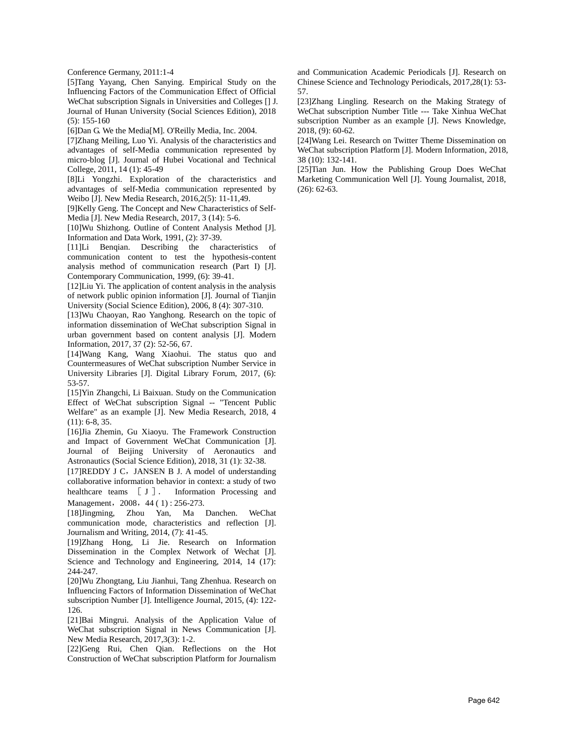Conference Germany, 2011:1-4

[5]Tang Yayang, Chen Sanying. Empirical Study on the Influencing Factors of the Communication Effect of Official WeChat subscription Signals in Universities and Colleges [] J. Journal of Hunan University (Social Sciences Edition), 2018 (5): 155-160

[6]Dan G. We the Media[M]. O'Reilly Media, Inc. 2004.

[7]Zhang Meiling, Luo Yi. Analysis of the characteristics and advantages of self-Media communication represented by micro-blog [J]. Journal of Hubei Vocational and Technical College, 2011, 14 (1): 45-49

[8]Li Yongzhi. Exploration of the characteristics and advantages of self-Media communication represented by Weibo [J]. New Media Research, 2016,2(5): 11-11,49.

[9]Kelly Geng. The Concept and New Characteristics of Self-Media [J]. New Media Research, 2017, 3 (14): 5-6.

[10]Wu Shizhong. Outline of Content Analysis Method [J]. Information and Data Work, 1991, (2): 37-39.

[11]Li Benqian. Describing the characteristics of communication content to test the hypothesis-content analysis method of communication research (Part I) [J]. Contemporary Communication, 1999, (6): 39-41.

[12]Liu Yi. The application of content analysis in the analysis of network public opinion information [J]. Journal of Tianjin University (Social Science Edition), 2006, 8 (4): 307-310.

[13]Wu Chaoyan, Rao Yanghong. Research on the topic of information dissemination of WeChat subscription Signal in urban government based on content analysis [J]. Modern Information, 2017, 37 (2): 52-56, 67.

[14]Wang Kang, Wang Xiaohui. The status quo and Countermeasures of WeChat subscription Number Service in University Libraries [J]. Digital Library Forum, 2017, (6): 53-57.

[15]Yin Zhangchi, Li Baixuan. Study on the Communication Effect of WeChat subscription Signal -- "Tencent Public Welfare" as an example [J]. New Media Research, 2018, 4 (11): 6-8, 35.

[16]Jia Zhemin, Gu Xiaoyu. The Framework Construction and Impact of Government WeChat Communication [J]. Journal of Beijing University of Aeronautics and Astronautics (Social Science Edition), 2018, 31 (1): 32-38.

[17]REDDY J C，JANSEN B J. A model of understanding collaborative information behavior in context: a study of two healthcare teams ［J］. Information Processing and Management，2008，44 ( 1) : 256-273.

[18]Jingming, Zhou Yan, Ma Danchen. WeChat communication mode, characteristics and reflection [J]. Journalism and Writing, 2014, (7): 41-45.

[19]Zhang Hong, Li Jie. Research on Information Dissemination in the Complex Network of Wechat [J]. Science and Technology and Engineering, 2014, 14 (17): 244-247.

[20]Wu Zhongtang, Liu Jianhui, Tang Zhenhua. Research on Influencing Factors of Information Dissemination of WeChat subscription Number [J]. Intelligence Journal, 2015, (4): 122-126.

[21]Bai Mingrui. Analysis of the Application Value of WeChat subscription Signal in News Communication [J]. New Media Research, 2017,3(3): 1-2.

[22]Geng Rui, Chen Qian. Reflections on the Hot Construction of WeChat subscription Platform for Journalism and Communication Academic Periodicals [J]. Research on Chinese Science and Technology Periodicals, 2017,28(1): 53-57.

[23]Zhang Lingling. Research on the Making Strategy of WeChat subscription Number Title --- Take Xinhua WeChat subscription Number as an example [J]. News Knowledge, 2018, (9): 60-62.

[24]Wang Lei. Research on Twitter Theme Dissemination on WeChat subscription Platform [J]. Modern Information, 2018, 38 (10): 132-141.

[25]Tian Jun. How the Publishing Group Does WeChat Marketing Communication Well [J]. Young Journalist, 2018, (26): 62-63.